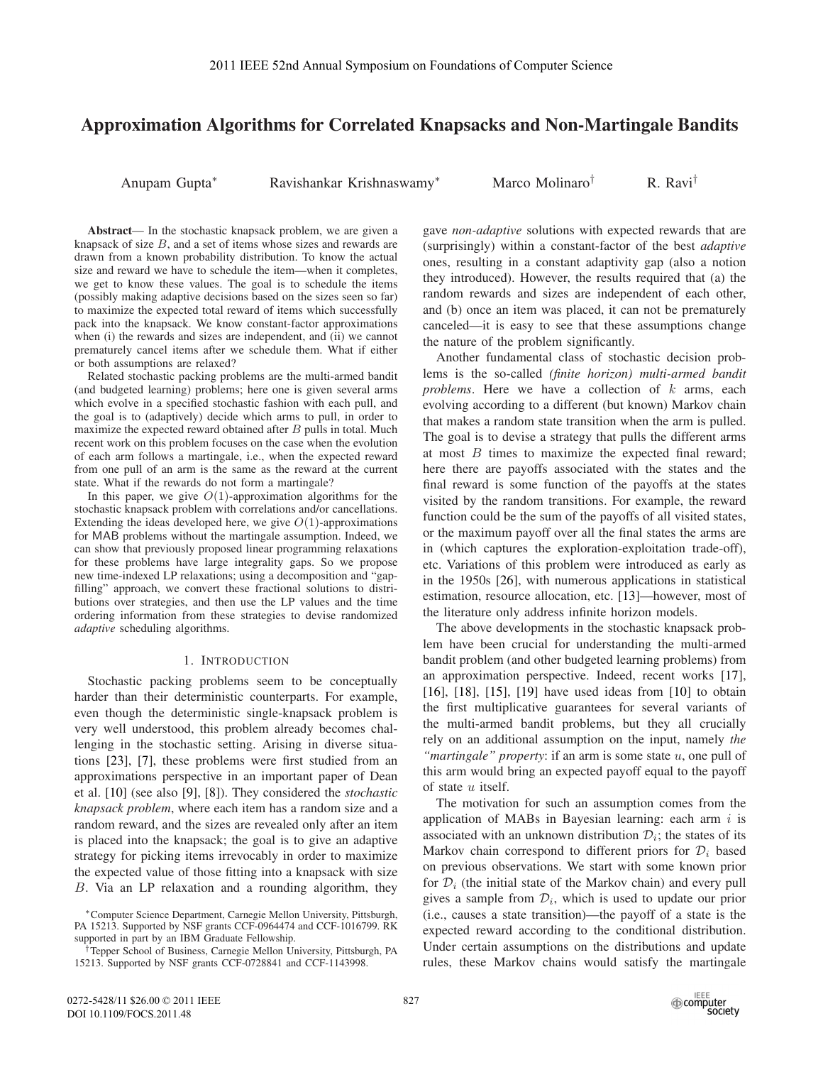# Approximation Algorithms for Correlated Knapsacks and Non-Martingale Bandits

Anupam Gupta[*] Ravishankar Krishnaswamy[*] Marco Molinaro[†] R. Ravi[†]

**Abstract**— In the stochastic knapsack problem, we are given a knapsack of size $B$, and a set of items whose sizes and rewards are drawn from a known probability distribution. To know the actual size and reward we have to schedule the item—when it completes, we get to know these values. The goal is to schedule the items (possibly making adaptive decisions based on the sizes seen so far) to maximize the expected total reward of items which successfully pack into the knapsack. We know constant-factor approximations when (i) the rewards and sizes are independent, and (ii) we cannot prematurely cancel items after we schedule them. What if either or both assumptions are relaxed?

Related stochastic packing problems are the multi-armed bandit (and budgeted learning) problems; here one is given several arms which evolve in a specified stochastic fashion with each pull, and the goal is to (adaptively) decide which arms to pull, in order to maximize the expected reward obtained after $B$ pulls in total. Much recent work on this problem focuses on the case when the evolution of each arm follows a martingale, i.e., when the expected reward from one pull of an arm is the same as the reward at the current state. What if the rewards do not form a martingale?

In this paper, we give $O(1)$-approximation algorithms for the stochastic knapsack problem with correlations and/or cancellations. Extending the ideas developed here, we give $O(1)$-approximations for MAB problems without the martingale assumption. Indeed, we can show that previously proposed linear programming relaxations for these problems have large integrality gaps. So we propose new time-indexed LP relaxations; using a decomposition and "gap-filling" approach, we convert these fractional solutions to distributions over strategies, and then use the LP values and the time ordering information from these strategies to devise randomized *adaptive* scheduling algorithms.

## 1. Introduction

Stochastic packing problems seem to be conceptually harder than their deterministic counterparts. For example, even though the deterministic single-knapsack problem is very well understood, this problem already becomes challenging in the stochastic setting. Arising in diverse situations [23], [7], these problems were first studied from an approximations perspective in an important paper of Dean et al. [10] (see also [9], [8]). They considered the *stochastic knapsack problem*, where each item has a random size and a random reward, and the sizes are revealed only after an item is placed into the knapsack; the goal is to give an adaptive strategy for picking items irrevocably in order to maximize the expected value of those fitting into a knapsack with size $B$. Via an LP relaxation and a rounding algorithm, they gave *non-adaptive* solutions with expected rewards that are (surprisingly) within a constant-factor of the best *adaptive* ones, resulting in a constant adaptivity gap (also a notion they introduced). However, the results required that (a) the random rewards and sizes are independent of each other, and (b) once an item was placed, it can not be prematurely canceled—it is easy to see that these assumptions change the nature of the problem significantly.

Another fundamental class of stochastic decision problems is the so-called *(finite horizon) multi-armed bandit problems*. Here we have a collection of $k$ arms, each evolving according to a different (but known) Markov chain that makes a random state transition when the arm is pulled. The goal is to devise a strategy that pulls the different arms at most $B$ times to maximize the expected final reward; here there are payoffs associated with the states and the final reward is some function of the payoffs at the states visited by the random transitions. For example, the reward function could be the sum of the payoffs of all visited states, or the maximum payoff over all the final states the arms are in (which captures the exploration-exploitation trade-off), etc. Variations of this problem were introduced as early as in the 1950s [26], with numerous applications in statistical estimation, resource allocation, etc. [13]—however, most of the literature only address infinite horizon models.

The above developments in the stochastic knapsack problem have been crucial for understanding the multi-armed bandit problem (and other budgeted learning problems) from an approximation perspective. Indeed, recent works [17], [16], [18], [15], [19] have used ideas from [10] to obtain the first multiplicative guarantees for several variants of the multi-armed bandit problems, but they all crucially rely on an additional assumption on the input, namely *the "martingale" property*: if an arm is some state $u$, one pull of this arm would bring an expected payoff equal to the payoff of state $u$ itself.

The motivation for such an assumption comes from the application of MABs in Bayesian learning: each arm $i$ is associated with an unknown distribution $\mathcal{D}_i$; the states of its Markov chain correspond to different priors for $\mathcal{D}_i$ based on previous observations. We start with some known prior for $\mathcal{D}_i$ (the initial state of the Markov chain) and every pull gives a sample from $\mathcal{D}_i$, which is used to update our prior (i.e., causes a state transition)—the payoff of a state is the expected reward according to the conditional distribution. Under certain assumptions on the distributions and update rules, these Markov chains would satisfy the martingale

[*]Computer Science Department, Carnegie Mellon University, Pittsburgh, PA 15213. Supported by NSF grants CCF-0964474 and CCF-1016799. RK supported in part by an IBM Graduate Fellowship.

[†]Tepper School of Business, Carnegie Mellon University, Pittsburgh, PA 15213. Supported by NSF grants CCF-0728841 and CCF-1143998.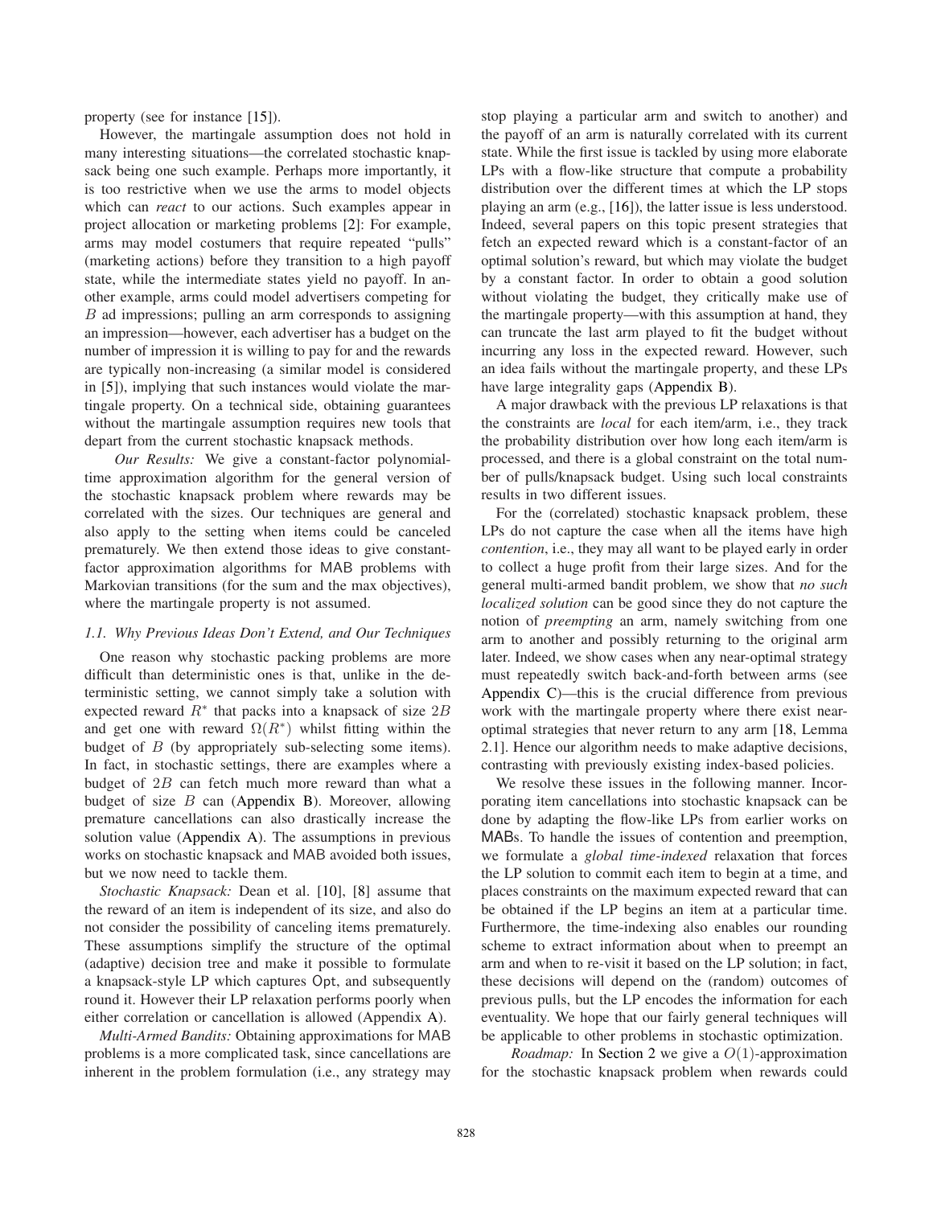property (see for instance [15]).

However, the martingale assumption does not hold in many interesting situations—the correlated stochastic knapsack being one such example. Perhaps more importantly, it is too restrictive when we use the arms to model objects which can *react* to our actions. Such examples appear in project allocation or marketing problems [2]: For example, arms may model costumers that require repeated "pulls" (marketing actions) before they transition to a high payoff state, while the intermediate states yield no payoff. In another example, arms could model advertisers competing for $B$ ad impressions; pulling an arm corresponds to assigning an impression—however, each advertiser has a budget on the number of impression it is willing to pay for and the rewards are typically non-increasing (a similar model is considered in [5]), implying that such instances would violate the martingale property. On a technical side, obtaining guarantees without the martingale assumption requires new tools that depart from the current stochastic knapsack methods.

*Our Results:* We give a constant-factor polynomial-time approximation algorithm for the general version of the stochastic knapsack problem where rewards may be correlated with the sizes. Our techniques are general and also apply to the setting when items could be canceled prematurely. We then extend those ideas to give constant-factor approximation algorithms for MAB problems with Markovian transitions (for the sum and the max objectives), where the martingale property is not assumed.

### 1.1. Why Previous Ideas Don't Extend, and Our Techniques

One reason why stochastic packing problems are more difficult than deterministic ones is that, unlike in the deterministic setting, we cannot simply take a solution with expected reward $R^*$ that packs into a knapsack of size $2B$ and get one with reward $\Omega(R^*)$ whilst fitting within the budget of $B$ (by appropriately sub-selecting some items). In fact, in stochastic settings, there are examples where a budget of $2B$ can fetch much more reward than what a budget of size $B$ can (Appendix B). Moreover, allowing premature cancellations can also drastically increase the solution value (Appendix A). The assumptions in previous works on stochastic knapsack and MAB avoided both issues, but we now need to tackle them.

*Stochastic Knapsack:* Dean et al. [10], [8] assume that the reward of an item is independent of its size, and also do not consider the possibility of canceling items prematurely. These assumptions simplify the structure of the optimal (adaptive) decision tree and make it possible to formulate a knapsack-style LP which captures Opt, and subsequently round it. However their LP relaxation performs poorly when either correlation or cancellation is allowed (Appendix A).

*Multi-Armed Bandits:* Obtaining approximations for MAB problems is a more complicated task, since cancellations are inherent in the problem formulation (i.e., any strategy may stop playing a particular arm and switch to another) and the payoff of an arm is naturally correlated with its current state. While the first issue is tackled by using more elaborate LPs with a flow-like structure that compute a probability distribution over the different times at which the LP stops playing an arm (e.g., [16]), the latter issue is less understood. Indeed, several papers on this topic present strategies that fetch an expected reward which is a constant-factor of an optimal solution's reward, but which may violate the budget by a constant factor. In order to obtain a good solution without violating the budget, they critically make use of the martingale property—with this assumption at hand, they can truncate the last arm played to fit the budget without incurring any loss in the expected reward. However, such an idea fails without the martingale property, and these LPs have large integrality gaps (Appendix B).

A major drawback with the previous LP relaxations is that the constraints are *local* for each item/arm, i.e., they track the probability distribution over how long each item/arm is processed, and there is a global constraint on the total number of pulls/knapsack budget. Using such local constraints results in two different issues.

For the (correlated) stochastic knapsack problem, these LPs do not capture the case when all the items have high *contention*, i.e., they may all want to be played early in order to collect a huge profit from their large sizes. And for the general multi-armed bandit problem, we show that *no such localized solution* can be good since they do not capture the notion of *preempting* an arm, namely switching from one arm to another and possibly returning to the original arm later. Indeed, we show cases when any near-optimal strategy must repeatedly switch back-and-forth between arms (see Appendix C)—this is the crucial difference from previous work with the martingale property where there exist near-optimal strategies that never return to any arm [18, Lemma 2.1]. Hence our algorithm needs to make adaptive decisions, contrasting with previously existing index-based policies.

We resolve these issues in the following manner. Incorporating item cancellations into stochastic knapsack can be done by adapting the flow-like LPs from earlier works on MABs. To handle the issues of contention and preemption, we formulate a *global time-indexed* relaxation that forces the LP solution to commit each item to begin at a time, and places constraints on the maximum expected reward that can be obtained if the LP begins an item at a particular time. Furthermore, the time-indexing also enables our rounding scheme to extract information about when to preempt an arm and when to re-visit it based on the LP solution; in fact, these decisions will depend on the (random) outcomes of previous pulls, but the LP encodes the information for each eventuality. We hope that our fairly general techniques will be applicable to other problems in stochastic optimization.

*Roadmap:* In Section 2 we give a $O(1)$-approximation for the stochastic knapsack problem when rewards could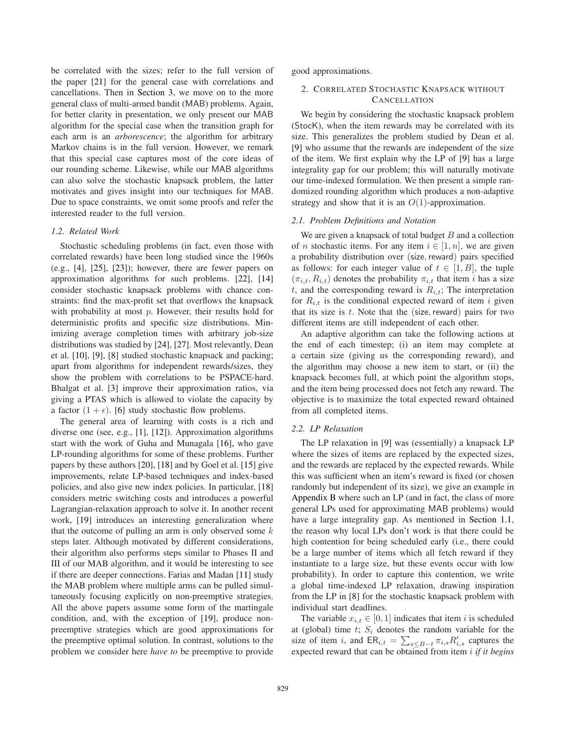be correlated with the sizes; refer to the full version of the paper [21] for the general case with correlations and cancellations. Then in Section 3, we move on to the more general class of multi-armed bandit (MAB) problems. Again, for better clarity in presentation, we only present our MAB algorithm for the special case when the transition graph for each arm is an *arborescence*; the algorithm for arbitrary Markov chains is in the full version. However, we remark that this special case captures most of the core ideas of our rounding scheme. Likewise, while our MAB algorithms can also solve the stochastic knapsack problem, the latter motivates and gives insight into our techniques for MAB. Due to space constraints, we omit some proofs and refer the interested reader to the full version.

### 1.2. Related Work

Stochastic scheduling problems (in fact, even those with correlated rewards) have been long studied since the 1960s (e.g., [4], [25], [23]); however, there are fewer papers on approximation algorithms for such problems. [22], [14] consider stochastic knapsack problems with chance constraints: find the max-profit set that overflows the knapsack with probability at most $p$. However, their results hold for deterministic profits and specific size distributions. Minimizing average completion times with arbitrary job-size distributions was studied by [24], [27]. Most relevantly, Dean et al. [10], [9], [8] studied stochastic knapsack and packing; apart from algorithms for independent rewards/sizes, they show the problem with correlations to be PSPACE-hard. Bhalgat et al. [3] improve their approximation ratios, via giving a PTAS which is allowed to violate the capacity by a factor $(1 + \epsilon)$. [6] study stochastic flow problems.

The general area of learning with costs is a rich and diverse one (see, e.g., [1], [12]). Approximation algorithms start with the work of Guha and Munagala [16], who gave LP-rounding algorithms for some of these problems. Further papers by these authors [20], [18] and by Goel et al. [15] give improvements, relate LP-based techniques and index-based policies, and also give new index policies. In particular, [18] considers metric switching costs and introduces a powerful Lagrangian-relaxation approach to solve it. In another recent work, [19] introduces an interesting generalization where that the outcome of pulling an arm is only observed some $k$ steps later. Although motivated by different considerations, their algorithm also performs steps similar to Phases II and III of our MAB algorithm, and it would be interesting to see if there are deeper connections. Farias and Madan [11] study the MAB problem where multiple arms can be pulled simultaneously focusing explicitly on non-preemptive strategies. All the above papers assume some form of the martingale condition, and, with the exception of [19], produce non-preemptive strategies which are good approximations for the preemptive optimal solution. In contrast, solutions to the problem we consider here *have to* be preemptive to provide good approximations.

## 2. Correlated Stochastic Knapsack without Cancellation

We begin by considering the stochastic knapsack problem (StocK), when the item rewards may be correlated with its size. This generalizes the problem studied by Dean et al. [9] who assume that the rewards are independent of the size of the item. We first explain why the LP of [9] has a large integrality gap for our problem; this will naturally motivate our time-indexed formulation. We then present a simple randomized rounding algorithm which produces a non-adaptive strategy and show that it is an $O(1)$-approximation.

### 2.1. Problem Definitions and Notation

We are given a knapsack of total budget $B$ and a collection of $n$ stochastic items. For any item $i \in [1, n]$, we are given a probability distribution over (size, reward) pairs specified as follows: for each integer value of $t \in [1, B]$, the tuple $(\pi_{i,t}, R_{i,t})$ denotes the probability $\pi_{i,t}$ that item $i$ has a size $t$, and the corresponding reward is $R_{i,t}$; The interpretation for $R_{i,t}$ is the conditional expected reward of item $i$ given that its size is $t$. Note that the (size, reward) pairs for two different items are still independent of each other.

An adaptive algorithm can take the following actions at the end of each timestep; (i) an item may complete at a certain size (giving us the corresponding reward), and the algorithm may choose a new item to start, or (ii) the knapsack becomes full, at which point the algorithm stops, and the item being processed does not fetch any reward. The objective is to maximize the total expected reward obtained from all completed items.

### 2.2. LP Relaxation

The LP relaxation in [9] was (essentially) a knapsack LP where the sizes of items are replaced by the expected sizes, and the rewards are replaced by the expected rewards. While this was sufficient when an item's reward is fixed (or chosen randomly but independent of its size), we give an example in Appendix B where such an LP (and in fact, the class of more general LPs used for approximating MAB problems) would have a large integrality gap. As mentioned in Section 1.1, the reason why local LPs don't work is that there could be high contention for being scheduled early (i.e., there could be a large number of items which all fetch reward if they instantiate to a large size, but these events occur with low probability). In order to capture this contention, we write a global time-indexed LP relaxation, drawing inspiration from the LP in [8] for the stochastic knapsack problem with individual start deadlines.

The variable $x_{i,t} \in [0, 1]$ indicates that item $i$ is scheduled at (global) time $t$; $S_i$ denotes the random variable for the size of item $i$, and $\mathsf{ER}_{i,t} = \sum_{s \le B-t} \pi_{i,s} R'_{i,s}$ captures the expected reward that can be obtained from item $i$ *if it begins*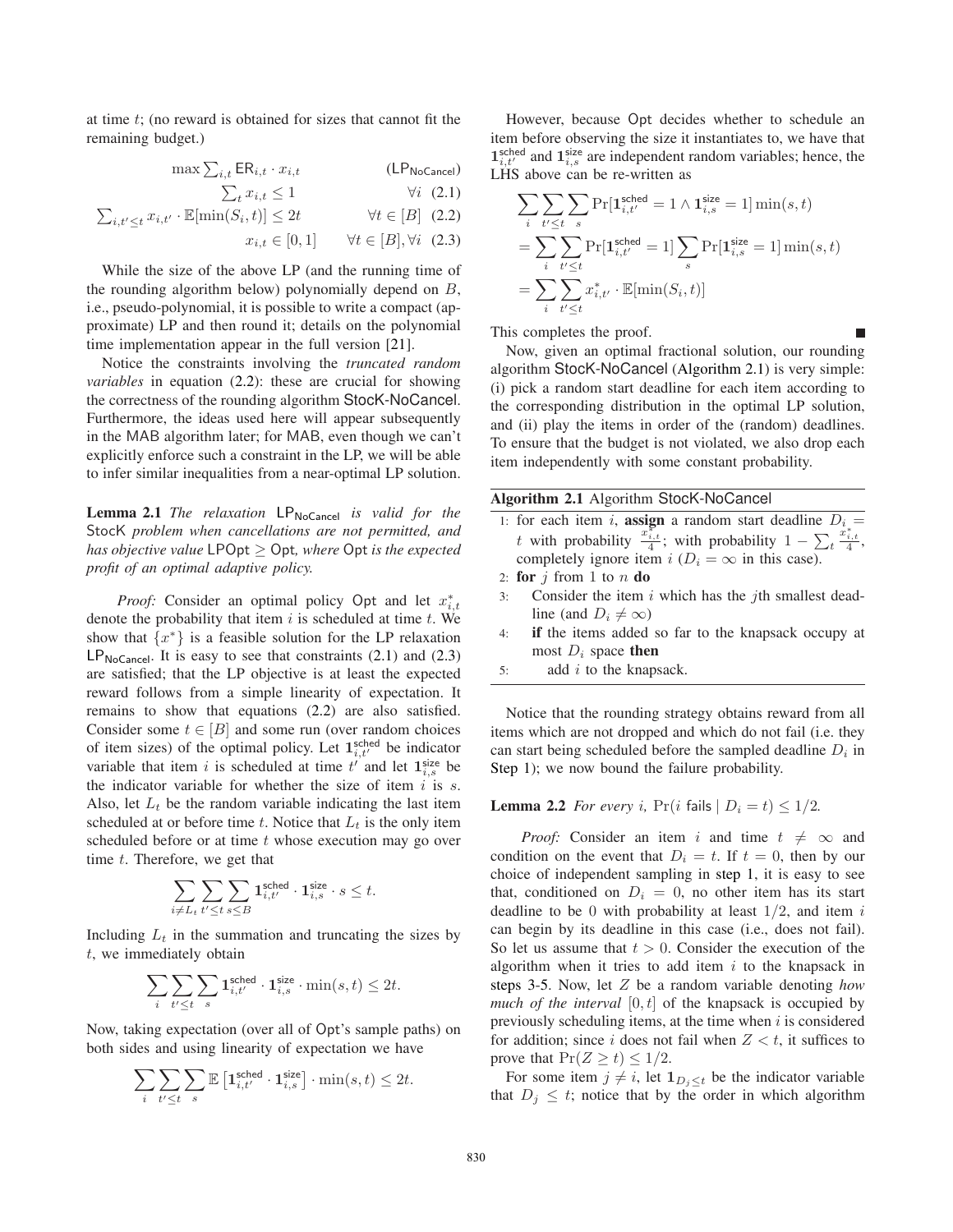at time $t$; (no reward is obtained for sizes that cannot fit the remaining budget.)

$$\max \sum_{i,t} \mathsf{ER}_{i,t} \cdot x_{i,t} \qquad (\mathsf{LP}_{\mathsf{NoCancel}})$$

$$\sum_t x_{i,t} \leq 1 \qquad \forall i \quad (2.1)$$

$$\sum_{i,t' \leq t} x_{i,t'} \cdot \mathbb{E}[\min(S_i, t)] \leq 2t \qquad \forall t \in [B] \quad (2.2)$$

$$x_{i,t} \in [0,1] \qquad \forall t \in [B], \forall i \quad (2.3)$$

While the size of the above LP (and the running time of the rounding algorithm below) polynomially depend on $B$, i.e., pseudo-polynomial, it is possible to write a compact (approximate) LP and then round it; details on the polynomial time implementation appear in the full version [21].

Notice the constraints involving the *truncated random variables* in equation (2.2): these are crucial for showing the correctness of the rounding algorithm StocK-NoCancel. Furthermore, the ideas used here will appear subsequently in the MAB algorithm later; for MAB, even though we can't explicitly enforce such a constraint in the LP, we will be able to infer similar inequalities from a near-optimal LP solution.

**Lemma 2.1** *The relaxation* $\mathsf{LP}_{\mathsf{NoCancel}}$ *is valid for the* StocK *problem when cancellations are not permitted, and has objective value* $\mathsf{LPOpt} \geq \mathsf{Opt}$*, where* Opt *is the expected profit of an optimal adaptive policy.*

*Proof:* Consider an optimal policy Opt and let $x^*_{i,t}$ denote the probability that item $i$ is scheduled at time $t$. We show that $\{x^*\}$ is a feasible solution for the LP relaxation $\mathsf{LP}_{\mathsf{NoCancel}}$. It is easy to see that constraints (2.1) and (2.3) are satisfied; that the LP objective is at least the expected reward follows from a simple linearity of expectation. It remains to show that equations (2.2) are also satisfied. Consider some $t \in [B]$ and some run (over random choices of item sizes) of the optimal policy. Let $\mathbf{1}^{\mathsf{sched}}_{i,t'}$ be indicator variable that item $i$ is scheduled at time $t'$ and let $\mathbf{1}^{\mathsf{size}}_{i,s}$ be the indicator variable for whether the size of item $i$ is $s$. Also, let $L_t$ be the random variable indicating the last item scheduled at or before time $t$. Notice that $L_t$ is the only item scheduled before or at time $t$ whose execution may go over time $t$. Therefore, we get that

$$\sum_{i \neq L_t} \sum_{t' \leq t} \sum_{s \leq B} \mathbf{1}^{\mathsf{sched}}_{i,t'} \cdot \mathbf{1}^{\mathsf{size}}_{i,s} \cdot s \leq t.$$

Including $L_t$ in the summation and truncating the sizes by $t$, we immediately obtain

$$\sum_{i} \sum_{t' \leq t} \sum_{s} \mathbf{1}^{\mathsf{sched}}_{i,t'} \cdot \mathbf{1}^{\mathsf{size}}_{i,s} \cdot \min(s,t) \leq 2t.$$

Now, taking expectation (over all of Opt's sample paths) on both sides and using linearity of expectation we have

$$\sum_{i} \sum_{t' \leq t} \sum_{s} \mathbb{E}\left[\mathbf{1}^{\mathsf{sched}}_{i,t'} \cdot \mathbf{1}^{\mathsf{size}}_{i,s}\right] \cdot \min(s,t) \leq 2t.$$

However, because Opt decides whether to schedule an item before observing the size it instantiates to, we have that $\mathbf{1}^{\mathsf{sched}}_{i,t'}$ and $\mathbf{1}^{\mathsf{size}}_{i,s}$ are independent random variables; hence, the LHS above can be re-written as

$$\sum_{i} \sum_{t' \leq t} \sum_{s} \Pr[\mathbf{1}^{\mathsf{sched}}_{i,t'} = 1 \wedge \mathbf{1}^{\mathsf{size}}_{i,s} = 1] \min(s,t)$$

$$= \sum_{i} \sum_{t' \leq t} \Pr[\mathbf{1}^{\mathsf{sched}}_{i,t'} = 1] \sum_{s} \Pr[\mathbf{1}^{\mathsf{size}}_{i,s} = 1] \min(s,t)$$

$$= \sum_{i} \sum_{t' \leq t} x^*_{i,t'} \cdot \mathbb{E}[\min(S_i, t)]$$

This completes the proof. ∎

Now, given an optimal fractional solution, our rounding algorithm StocK-NoCancel (Algorithm 2.1) is very simple: (i) pick a random start deadline for each item according to the corresponding distribution in the optimal LP solution, and (ii) play the items in order of the (random) deadlines. To ensure that the budget is not violated, we also drop each item independently with some constant probability.

**Algorithm 2.1** Algorithm StocK-NoCancel

1: for each item $i$, **assign** a random start deadline $D_i = t$ with probability $\frac{x^*_{i,t}}{4}$; with probability $1 - \sum_t \frac{x^*_{i,t}}{4}$, completely ignore item $i$ ($D_i = \infty$ in this case).
2: **for** $j$ from 1 to $n$ **do**
3: Consider the item $i$ which has the $j$th smallest deadline (and $D_i \neq \infty$)
4: **if** the items added so far to the knapsack occupy at most $D_i$ space **then**
5: add $i$ to the knapsack.

Notice that the rounding strategy obtains reward from all items which are not dropped and which do not fail (i.e. they can start being scheduled before the sampled deadline $D_i$ in Step 1); we now bound the failure probability.

**Lemma 2.2** *For every* $i$, $\Pr(i \text{ fails} \mid D_i = t) \leq 1/2$*.*

*Proof:* Consider an item $i$ and time $t \neq \infty$ and condition on the event that $D_i = t$. If $t = 0$, then by our choice of independent sampling in step 1, it is easy to see that, conditioned on $D_i = 0$, no other item has its start deadline to be 0 with probability at least $1/2$, and item $i$ can begin by its deadline in this case (i.e., does not fail). So let us assume that $t > 0$. Consider the execution of the algorithm when it tries to add item $i$ to the knapsack in steps 3-5. Now, let $Z$ be a random variable denoting *how much of the interval* $[0,t]$ of the knapsack is occupied by previously scheduling items, at the time when $i$ is considered for addition; since $i$ does not fail when $Z < t$, it suffices to prove that $\Pr(Z \geq t) \leq 1/2$.

For some item $j \neq i$, let $\mathbf{1}_{D_j \leq t}$ be the indicator variable that $D_j \leq t$; notice that by the order in which algorithm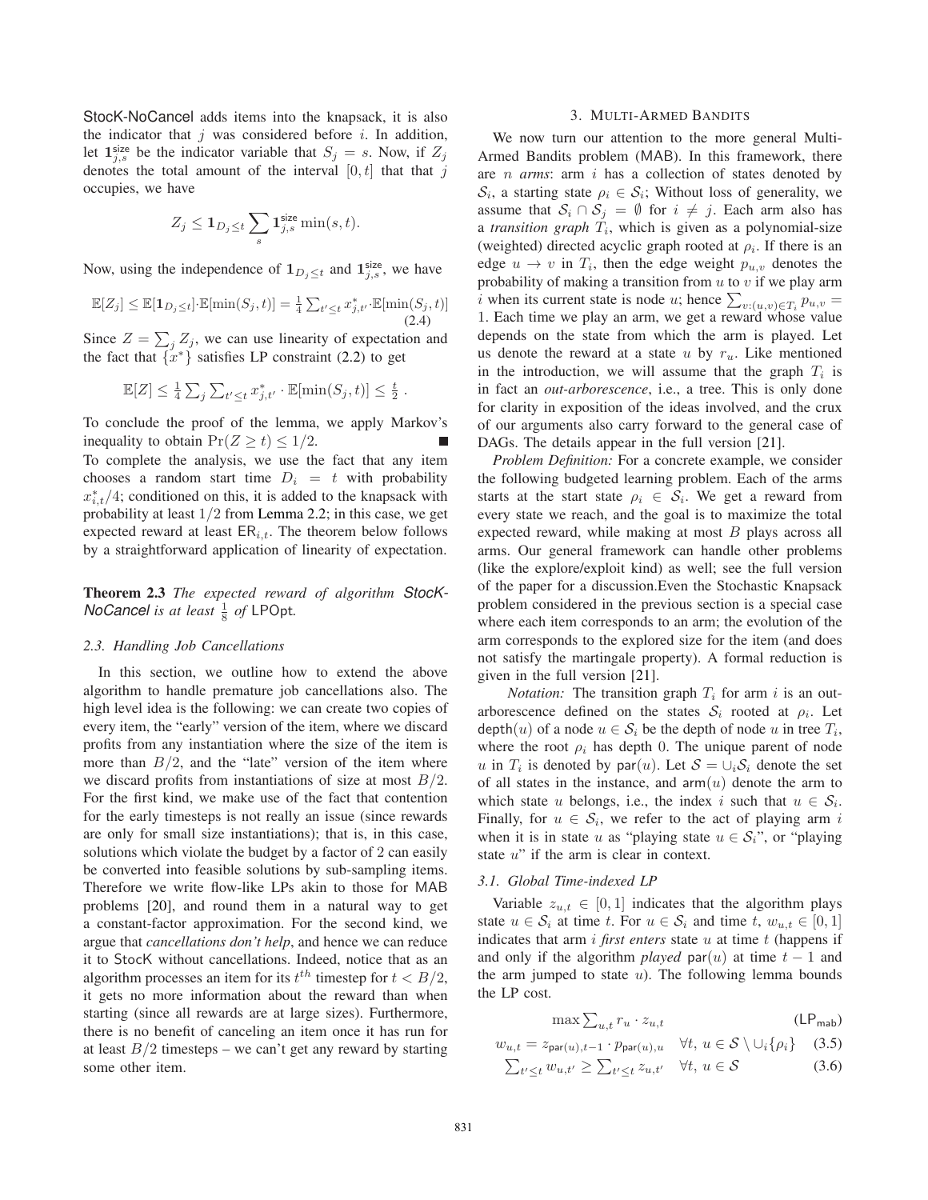StocK-NoCancel adds items into the knapsack, it is also the indicator that $j$ was considered before $i$. In addition, let $\mathbf{1}^{\mathsf{size}}_{j,s}$ be the indicator variable that $S_j = s$. Now, if $Z_j$ denotes the total amount of the interval $[0, t]$ that that $j$ occupies, we have

$$Z_j \leq \mathbf{1}_{D_j \leq t} \sum_s \mathbf{1}^{\mathsf{size}}_{j,s} \min(s, t).$$

Now, using the independence of $\mathbf{1}_{D_j \leq t}$ and $\mathbf{1}^{\mathsf{size}}_{j,s}$, we have

$$\mathbb{E}[Z_j] \leq \mathbb{E}[\mathbf{1}_{D_j \leq t}] \cdot \mathbb{E}[\min(S_j, t)] = \tfrac{1}{4} \sum_{t' \leq t} x^*_{j,t'} \cdot \mathbb{E}[\min(S_j, t)] \tag{2.4}$$

Since $Z = \sum_j Z_j$, we can use linearity of expectation and the fact that $\{x^*\}$ satisfies LP constraint (2.2) to get

$$\mathbb{E}[Z] \leq \tfrac{1}{4} \sum_j \sum_{t' \leq t} x^*_{j,t'} \cdot \mathbb{E}[\min(S_j, t)] \leq \tfrac{t}{2} .$$

To conclude the proof of the lemma, we apply Markov's inequality to obtain $\Pr(Z \geq t) \leq 1/2$. ■

To complete the analysis, we use the fact that any item chooses a random start time $D_i = t$ with probability $x^*_{i,t}/4$; conditioned on this, it is added to the knapsack with probability at least $1/2$ from Lemma 2.2; in this case, we get expected reward at least $\mathsf{ER}_{i,t}$. The theorem below follows by a straightforward application of linearity of expectation.

**Theorem 2.3** *The expected reward of algorithm StocK-NoCancel is at least $\frac{1}{8}$ of* LPOpt.

### 2.3. Handling Job Cancellations

In this section, we outline how to extend the above algorithm to handle premature job cancellations also. The high level idea is the following: we can create two copies of every item, the "early" version of the item, where we discard profits from any instantiation where the size of the item is more than $B/2$, and the "late" version of the item where we discard profits from instantiations of size at most $B/2$. For the first kind, we make use of the fact that contention for the early timesteps is not really an issue (since rewards are only for small size instantiations); that is, in this case, solutions which violate the budget by a factor of 2 can easily be converted into feasible solutions by sub-sampling items. Therefore we write flow-like LPs akin to those for MAB problems [20], and round them in a natural way to get a constant-factor approximation. For the second kind, we argue that *cancellations don't help*, and hence we can reduce it to StocK without cancellations. Indeed, notice that as an algorithm processes an item for its $t^{th}$ timestep for $t < B/2$, it gets no more information about the reward than when starting (since all rewards are at large sizes). Furthermore, there is no benefit of canceling an item once it has run for at least $B/2$ timesteps – we can't get any reward by starting some other item.

## 3. Multi-Armed Bandits

We now turn our attention to the more general Multi-Armed Bandits problem (MAB). In this framework, there are $n$ *arms*: arm $i$ has a collection of states denoted by $\mathcal{S}_i$, a starting state $\rho_i \in \mathcal{S}_i$; Without loss of generality, we assume that $\mathcal{S}_i \cap \mathcal{S}_j = \emptyset$ for $i \neq j$. Each arm also has a *transition graph* $T_i$, which is given as a polynomial-size (weighted) directed acyclic graph rooted at $\rho_i$. If there is an edge $u \to v$ in $T_i$, then the edge weight $p_{u,v}$ denotes the probability of making a transition from $u$ to $v$ if we play arm $i$ when its current state is node $u$; hence $\sum_{v:(u,v) \in T_i} p_{u,v} = 1$. Each time we play an arm, we get a reward whose value depends on the state from which the arm is played. Let us denote the reward at a state $u$ by $r_u$. Like mentioned in the introduction, we will assume that the graph $T_i$ is in fact an *out-arborescence*, i.e., a tree. This is only done for clarity in exposition of the ideas involved, and the crux of our arguments also carry forward to the general case of DAGs. The details appear in the full version [21].

*Problem Definition:* For a concrete example, we consider the following budgeted learning problem. Each of the arms starts at the start state $\rho_i \in \mathcal{S}_i$. We get a reward from every state we reach, and the goal is to maximize the total expected reward, while making at most $B$ plays across all arms. Our general framework can handle other problems (like the explore/exploit kind) as well; see the full version of the paper for a discussion.Even the Stochastic Knapsack problem considered in the previous section is a special case where each item corresponds to an arm; the evolution of the arm corresponds to the explored size for the item (and does not satisfy the martingale property). A formal reduction is given in the full version [21].

*Notation:* The transition graph $T_i$ for arm $i$ is an out-arborescence defined on the states $\mathcal{S}_i$ rooted at $\rho_i$. Let $\mathsf{depth}(u)$ of a node $u \in \mathcal{S}_i$ be the depth of node $u$ in tree $T_i$, where the root $\rho_i$ has depth 0. The unique parent of node $u$ in $T_i$ is denoted by $\mathsf{par}(u)$. Let $\mathcal{S} = \cup_i \mathcal{S}_i$ denote the set of all states in the instance, and $\mathsf{arm}(u)$ denote the arm to which state $u$ belongs, i.e., the index $i$ such that $u \in \mathcal{S}_i$. Finally, for $u \in \mathcal{S}_i$, we refer to the act of playing arm $i$ when it is in state $u$ as "playing state $u \in \mathcal{S}_i$", or "playing state $u$" if the arm is clear in context.

### 3.1. Global Time-indexed LP

Variable $z_{u,t} \in [0, 1]$ indicates that the algorithm plays state $u \in \mathcal{S}_i$ at time $t$. For $u \in \mathcal{S}_i$ and time $t$, $w_{u,t} \in [0, 1]$ indicates that arm $i$ *first enters* state $u$ at time $t$ (happens if and only if the algorithm *played* $\mathsf{par}(u)$ at time $t - 1$ and the arm jumped to state $u$). The following lemma bounds the LP cost.

$$\max \sum_{u,t} r_u \cdot z_{u,t} \tag{$\mathsf{LP}_{\mathsf{mab}}$}$$

$$w_{u,t} = z_{\mathsf{par}(u),t-1} \cdot p_{\mathsf{par}(u),u} \quad \forall t,\ u \in \mathcal{S} \setminus \cup_i \{\rho_i\} \tag{3.5}$$

$$\sum_{t' \leq t} w_{u,t'} \geq \sum_{t' \leq t} z_{u,t'} \quad \forall t,\ u \in \mathcal{S} \tag{3.6}$$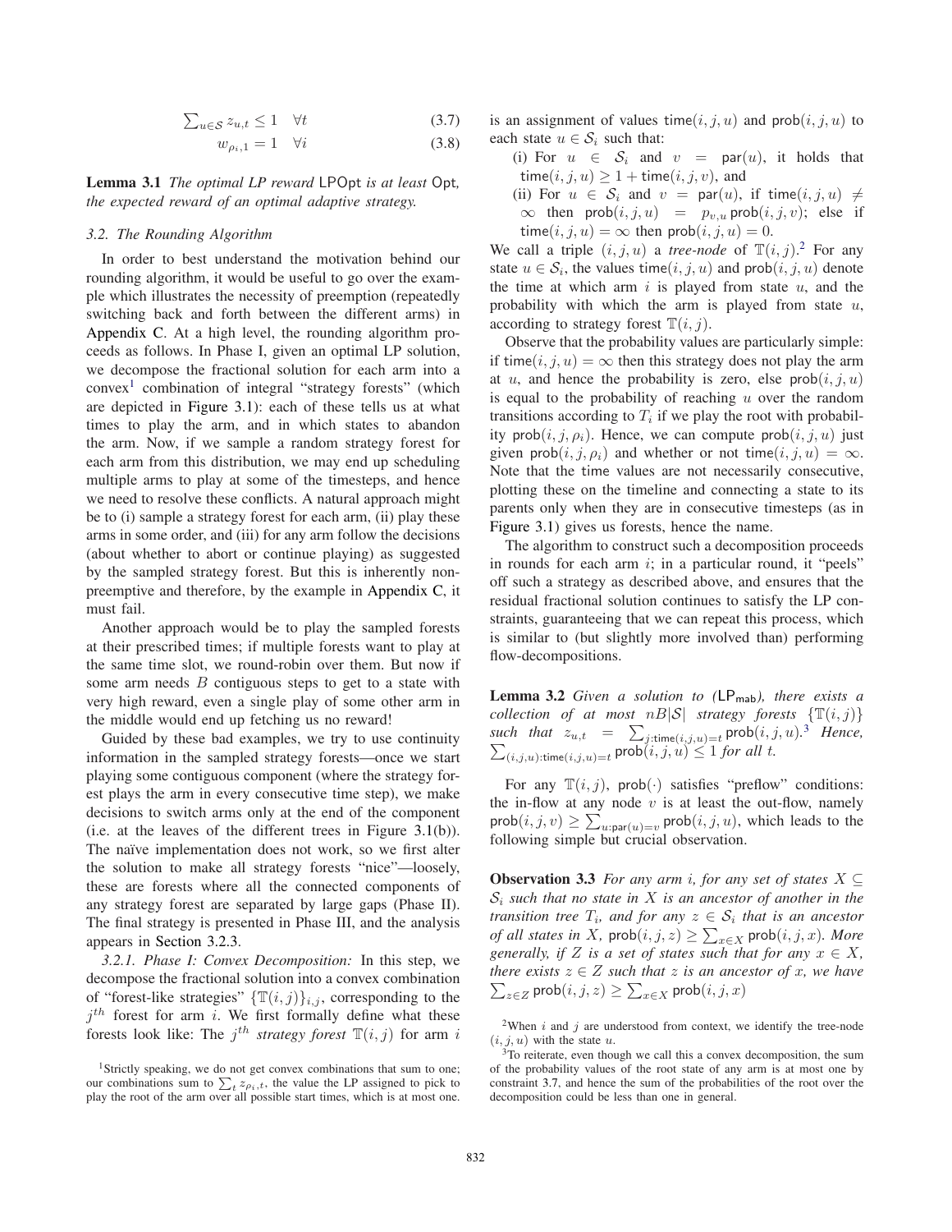$$\sum_{u \in \mathcal{S}} z_{u,t} \leq 1 \quad \forall t \tag{3.7}$$

$$w_{\rho_i,1} = 1 \quad \forall i \tag{3.8}$$

**Lemma 3.1** *The optimal LP reward* $\mathsf{LPOpt}$ *is at least* $\mathsf{Opt}$*, the expected reward of an optimal adaptive strategy.*

### *3.2. The Rounding Algorithm*

In order to best understand the motivation behind our rounding algorithm, it would be useful to go over the example which illustrates the necessity of preemption (repeatedly switching back and forth between the different arms) in Appendix C. At a high level, the rounding algorithm proceeds as follows. In Phase I, given an optimal LP solution, we decompose the fractional solution for each arm into a convex[1] combination of integral "strategy forests" (which are depicted in Figure 3.1): each of these tells us at what times to play the arm, and in which states to abandon the arm. Now, if we sample a random strategy forest for each arm from this distribution, we may end up scheduling multiple arms to play at some of the timesteps, and hence we need to resolve these conflicts. A natural approach might be to (i) sample a strategy forest for each arm, (ii) play these arms in some order, and (iii) for any arm follow the decisions (about whether to abort or continue playing) as suggested by the sampled strategy forest. But this is inherently non-preemptive and therefore, by the example in Appendix C, it must fail.

Another approach would be to play the sampled forests at their prescribed times; if multiple forests want to play at the same time slot, we round-robin over them. But now if some arm needs $B$ contiguous steps to get to a state with very high reward, even a single play of some other arm in the middle would end up fetching us no reward!

Guided by these bad examples, we try to use continuity information in the sampled strategy forests—once we start playing some contiguous component (where the strategy forest plays the arm in every consecutive time step), we make decisions to switch arms only at the end of the component (i.e. at the leaves of the different trees in Figure 3.1(b)). The naïve implementation does not work, so we first alter the solution to make all strategy forests "nice"—loosely, these are forests where all the connected components of any strategy forest are separated by large gaps (Phase II). The final strategy is presented in Phase III, and the analysis appears in Section 3.2.3.

*3.2.1. Phase I: Convex Decomposition:* In this step, we decompose the fractional solution into a convex combination of "forest-like strategies" $\{\mathbb{T}(i,j)\}_{i,j}$, corresponding to the $j^{th}$ forest for arm $i$. We first formally define what these forests look like: The $j^{th}$ *strategy forest* $\mathbb{T}(i,j)$ for arm $i$ is an assignment of values $\mathsf{time}(i,j,u)$ and $\mathsf{prob}(i,j,u)$ to each state $u \in \mathcal{S}_i$ such that:

(i) For $u \in \mathcal{S}_i$ and $v = \mathsf{par}(u)$, it holds that $\mathsf{time}(i,j,u) \geq 1 + \mathsf{time}(i,j,v)$, and

(ii) For $u \in \mathcal{S}_i$ and $v = \mathsf{par}(u)$, if $\mathsf{time}(i,j,u) \neq \infty$ then $\mathsf{prob}(i,j,u) = p_{v,u}\,\mathsf{prob}(i,j,v)$; else if $\mathsf{time}(i,j,u) = \infty$ then $\mathsf{prob}(i,j,u) = 0$.

We call a triple $(i,j,u)$ a *tree-node* of $\mathbb{T}(i,j)$.[2] For any state $u \in \mathcal{S}_i$, the values $\mathsf{time}(i,j,u)$ and $\mathsf{prob}(i,j,u)$ denote the time at which arm $i$ is played from state $u$, and the probability with which the arm is played from state $u$, according to strategy forest $\mathbb{T}(i,j)$.

Observe that the probability values are particularly simple: if $\mathsf{time}(i,j,u) = \infty$ then this strategy does not play the arm at $u$, and hence the probability is zero, else $\mathsf{prob}(i,j,u)$ is equal to the probability of reaching $u$ over the random transitions according to $T_i$ if we play the root with probability $\mathsf{prob}(i,j,\rho_i)$. Hence, we can compute $\mathsf{prob}(i,j,u)$ just given $\mathsf{prob}(i,j,\rho_i)$ and whether or not $\mathsf{time}(i,j,u) = \infty$. Note that the time values are not necessarily consecutive, plotting these on the timeline and connecting a state to its parents only when they are in consecutive timesteps (as in Figure 3.1) gives us forests, hence the name.

The algorithm to construct such a decomposition proceeds in rounds for each arm $i$; in a particular round, it "peels" off such a strategy as described above, and ensures that the residual fractional solution continues to satisfy the LP constraints, guaranteeing that we can repeat this process, which is similar to (but slightly more involved than) performing flow-decompositions.

**Lemma 3.2** *Given a solution to (*$\mathsf{LP}_{\mathsf{mab}}$*), there exists a collection of at most* $nB|\mathcal{S}|$ *strategy forests* $\{\mathbb{T}(i,j)\}$ *such that* $z_{u,t} = \sum_{j:\mathsf{time}(i,j,u)=t} \mathsf{prob}(i,j,u)$.[3] *Hence,* $\sum_{(i,j,u):\mathsf{time}(i,j,u)=t} \mathsf{prob}(i,j,u) \leq 1$ *for all* $t$*.*

For any $\mathbb{T}(i,j)$, $\mathsf{prob}(\cdot)$ satisfies "preflow" conditions: the in-flow at any node $v$ is at least the out-flow, namely $\mathsf{prob}(i,j,v) \geq \sum_{u:\mathsf{par}(u)=v} \mathsf{prob}(i,j,u)$, which leads to the following simple but crucial observation.

**Observation 3.3** *For any arm* $i$*, for any set of states* $X \subseteq \mathcal{S}_i$ *such that no state in* $X$ *is an ancestor of another in the transition tree* $T_i$*, and for any* $z \in \mathcal{S}_i$ *that is an ancestor of all states in* $X$*,* $\mathsf{prob}(i,j,z) \geq \sum_{x \in X} \mathsf{prob}(i,j,x)$*. More generally, if* $Z$ *is a set of states such that for any* $x \in X$*, there exists* $z \in Z$ *such that* $z$ *is an ancestor of* $x$*, we have* $\sum_{z \in Z} \mathsf{prob}(i,j,z) \geq \sum_{x \in X} \mathsf{prob}(i,j,x)$

[1] Strictly speaking, we do not get convex combinations that sum to one; our combinations sum to $\sum_t z_{\rho_i,t}$, the value the LP assigned to pick to play the root of the arm over all possible start times, which is at most one.

[2] When $i$ and $j$ are understood from context, we identify the tree-node $(i,j,u)$ with the state $u$.

[3] To reiterate, even though we call this a convex decomposition, the sum of the probability values of the root state of any arm is at most one by constraint 3.7, and hence the sum of the probabilities of the root over the decomposition could be less than one in general.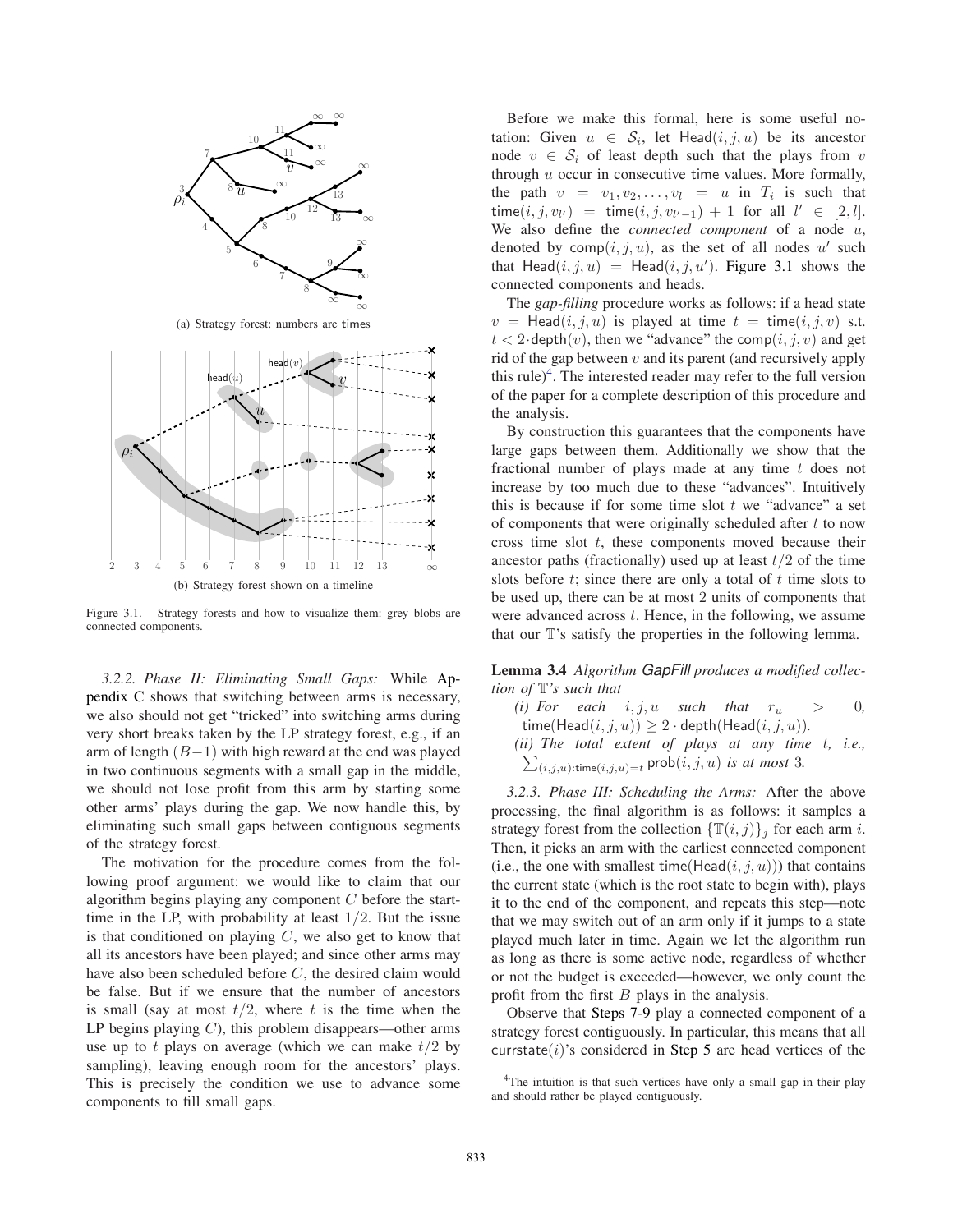(a) Strategy forest: numbers are times

(b) Strategy forest shown on a timeline

Figure 3.1. Strategy forests and how to visualize them: grey blobs are connected components.

*3.2.2. Phase II: Eliminating Small Gaps:* While Appendix C shows that switching between arms is necessary, we also should not get "tricked" into switching arms during very short breaks taken by the LP strategy forest, e.g., if an arm of length $(B-1)$ with high reward at the end was played in two continuous segments with a small gap in the middle, we should not lose profit from this arm by starting some other arms' plays during the gap. We now handle this, by eliminating such small gaps between contiguous segments of the strategy forest.

The motivation for the procedure comes from the following proof argument: we would like to claim that our algorithm begins playing any component $C$ before the start-time in the LP, with probability at least $1/2$. But the issue is that conditioned on playing $C$, we also get to know that all its ancestors have been played; and since other arms may have also been scheduled before $C$, the desired claim would be false. But if we ensure that the number of ancestors is small (say at most $t/2$, where $t$ is the time when the LP begins playing $C$), this problem disappears—other arms use up to $t$ plays on average (which we can make $t/2$ by sampling), leaving enough room for the ancestors' plays. This is precisely the condition we use to advance some components to fill small gaps.

Before we make this formal, here is some useful notation: Given $u \in \mathcal{S}_i$, let $\mathsf{Head}(i,j,u)$ be its ancestor node $v \in \mathcal{S}_i$ of least depth such that the plays from $v$ through $u$ occur in consecutive time values. More formally, the path $v = v_1, v_2, \ldots, v_l = u$ in $T_i$ is such that $\mathsf{time}(i,j,v_{l'}) = \mathsf{time}(i,j,v_{l'-1}) + 1$ for all $l' \in [2,l]$. We also define the *connected component* of a node $u$, denoted by $\mathsf{comp}(i,j,u)$, as the set of all nodes $u'$ such that $\mathsf{Head}(i,j,u) = \mathsf{Head}(i,j,u')$. Figure 3.1 shows the connected components and heads.

The *gap-filling* procedure works as follows: if a head state $v = \mathsf{Head}(i,j,u)$ is played at time $t = \mathsf{time}(i,j,v)$ s.t. $t < 2 \cdot \mathsf{depth}(v)$, then we "advance" the $\mathsf{comp}(i,j,v)$ and get rid of the gap between $v$ and its parent (and recursively apply this rule)[4]. The interested reader may refer to the full version of the paper for a complete description of this procedure and the analysis.

By construction this guarantees that the components have large gaps between them. Additionally we show that the fractional number of plays made at any time $t$ does not increase by too much due to these "advances". Intuitively this is because if for some time slot $t$ we "advance" a set of components that were originally scheduled after $t$ to now cross time slot $t$, these components moved because their ancestor paths (fractionally) used up at least $t/2$ of the time slots before $t$; since there are only a total of $t$ time slots to be used up, there can be at most 2 units of components that were advanced across $t$. Hence, in the following, we assume that our $\mathbb{T}$'s satisfy the properties in the following lemma.

**Lemma 3.4** *Algorithm GapFill produces a modified collection of $\mathbb{T}$'s such that*

*(i) For each $i,j,u$ such that $r_u > 0$, $\mathsf{time}(\mathsf{Head}(i,j,u)) \geq 2 \cdot \mathsf{depth}(\mathsf{Head}(i,j,u))$.*

*(ii) The total extent of plays at any time $t$, i.e., $\sum_{(i,j,u):\mathsf{time}(i,j,u)=t} \mathsf{prob}(i,j,u)$ is at most 3.*

*3.2.3. Phase III: Scheduling the Arms:* After the above processing, the final algorithm is as follows: it samples a strategy forest from the collection $\{\mathbb{T}(i,j)\}_j$ for each arm $i$. Then, it picks an arm with the earliest connected component (i.e., the one with smallest $\mathsf{time}(\mathsf{Head}(i,j,u))$) that contains the current state (which is the root state to begin with), plays it to the end of the component, and repeats this step—note that we may switch out of an arm only if it jumps to a state played much later in time. Again we let the algorithm run as long as there is some active node, regardless of whether or not the budget is exceeded—however, we only count the profit from the first $B$ plays in the analysis.

Observe that Steps 7-9 play a connected component of a strategy forest contiguously. In particular, this means that all $\mathsf{currstate}(i)$'s considered in Step 5 are head vertices of the

[4] The intuition is that such vertices have only a small gap in their play and should rather be played contiguously.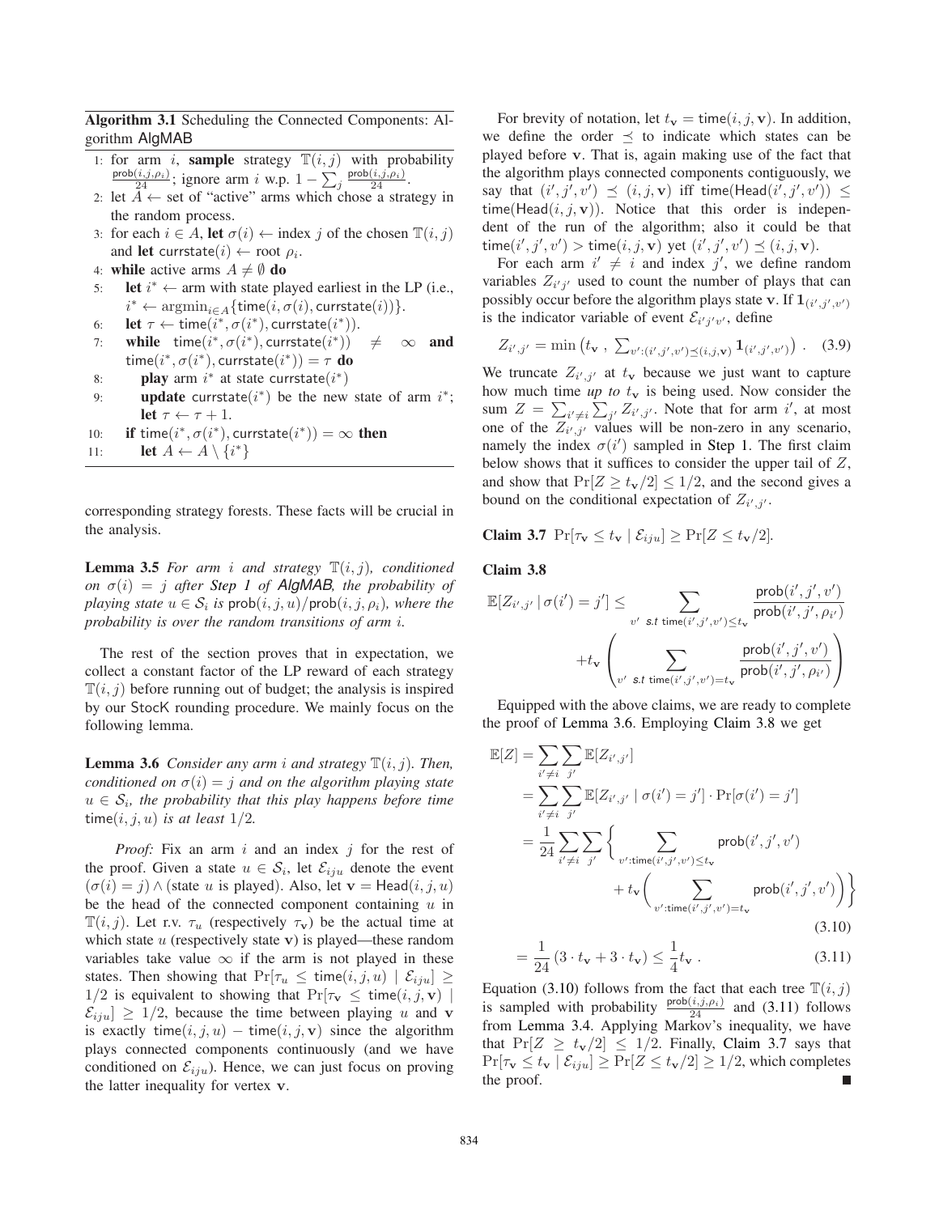**Algorithm 3.1** Scheduling the Connected Components: Algorithm AlgMAB

```
1: for arm i, sample strategy T(i,j) with probability prob(i,j,ρ_i)/24; ignore arm i w.p. 1 − Σ_j prob(i,j,ρ_i)/24.
2: let A ← set of "active" arms which chose a strategy in the random process.
3: for each i ∈ A, let σ(i) ← index j of the chosen T(i,j) and let currstate(i) ← root ρ_i.
4: while active arms A ≠ ∅ do
5:     let i* ← arm with state played earliest in the LP (i.e., i* ← argmin_{i∈A}{time(i, σ(i), currstate(i))}.
6:     let τ ← time(i*, σ(i*), currstate(i*)).
7:     while time(i*, σ(i*), currstate(i*)) ≠ ∞ and time(i*, σ(i*), currstate(i*)) = τ do
8:         play arm i* at state currstate(i*)
9:         update currstate(i*) be the new state of arm i*; let τ ← τ + 1.
10:    if time(i*, σ(i*), currstate(i*)) = ∞ then
11:        let A ← A \ {i*}
```

corresponding strategy forests. These facts will be crucial in the analysis.

**Lemma 3.5** *For arm $i$ and strategy $\mathbb{T}(i,j)$, conditioned on $\sigma(i) = j$ after **Step 1** of **AlgMAB**, the probability of playing state $u \in \mathcal{S}_i$ is $\mathsf{prob}(i,j,u)/\mathsf{prob}(i,j,\rho_i)$, where the probability is over the random transitions of arm $i$.*

The rest of the section proves that in expectation, we collect a constant factor of the LP reward of each strategy $\mathbb{T}(i,j)$ before running out of budget; the analysis is inspired by our StocK rounding procedure. We mainly focus on the following lemma.

**Lemma 3.6** *Consider any arm $i$ and strategy $\mathbb{T}(i,j)$. Then, conditioned on $\sigma(i) = j$ and on the algorithm playing state $u \in \mathcal{S}_i$, the probability that this play happens before time $\mathsf{time}(i,j,u)$ is at least $1/2$.*

*Proof:* Fix an arm $i$ and an index $j$ for the rest of the proof. Given a state $u \in \mathcal{S}_i$, let $\mathcal{E}_{iju}$ denote the event $(\sigma(i) = j) \wedge (\text{state } u \text{ is played})$. Also, let $\mathbf{v} = \mathsf{Head}(i,j,u)$ be the head of the connected component containing $u$ in $\mathbb{T}(i,j)$. Let r.v. $\tau_u$ (respectively $\tau_{\mathbf{v}}$) be the actual time at which state $u$ (respectively state $\mathbf{v}$) is played—these random variables take value $\infty$ if the arm is not played in these states. Then showing that $\Pr[\tau_u \leq \mathsf{time}(i,j,u) \mid \mathcal{E}_{iju}] \geq 1/2$ is equivalent to showing that $\Pr[\tau_{\mathbf{v}} \leq \mathsf{time}(i,j,\mathbf{v}) \mid \mathcal{E}_{iju}] \geq 1/2$, because the time between playing $u$ and $\mathbf{v}$ is exactly $\mathsf{time}(i,j,u) - \mathsf{time}(i,j,\mathbf{v})$ since the algorithm plays connected components continuously (and we have conditioned on $\mathcal{E}_{iju}$). Hence, we can just focus on proving the latter inequality for vertex $\mathbf{v}$.

For brevity of notation, let $t_{\mathbf{v}} = \mathsf{time}(i,j,\mathbf{v})$. In addition, we define the order $\preceq$ to indicate which states can be played before $\mathbf{v}$. That is, again making use of the fact that the algorithm plays connected components contiguously, we say that $(i',j',v') \preceq (i,j,\mathbf{v})$ iff $\mathsf{time}(\mathsf{Head}(i',j',v')) \leq \mathsf{time}(\mathsf{Head}(i,j,\mathbf{v}))$. Notice that this order is independent of the run of the algorithm; also it could be that $\mathsf{time}(i',j',v') > \mathsf{time}(i,j,\mathbf{v})$ yet $(i',j',v') \preceq (i,j,\mathbf{v})$.

For each arm $i' \neq i$ and index $j'$, we define random variables $Z_{i'j'}$ used to count the number of plays that can possibly occur before the algorithm plays state $\mathbf{v}$. If $\mathbf{1}_{(i',j',v')}$ is the indicator variable of event $\mathcal{E}_{i'j'v'}$, define

$$Z_{i',j'} = \min\left(t_{\mathbf{v}}\ ,\ \sum_{v':(i',j',v') \preceq (i,j,\mathbf{v})} \mathbf{1}_{(i',j',v')}\right). \quad (3.9)$$

We truncate $Z_{i',j'}$ at $t_{\mathbf{v}}$ because we just want to capture how much time *up to* $t_{\mathbf{v}}$ is being used. Now consider the sum $Z = \sum_{i' \neq i} \sum_{j'} Z_{i',j'}$. Note that for arm $i'$, at most one of the $Z_{i',j'}$ values will be non-zero in any scenario, namely the index $\sigma(i')$ sampled in **Step 1**. The first claim below shows that it suffices to consider the upper tail of $Z$, and show that $\Pr[Z \geq t_{\mathbf{v}}/2] \leq 1/2$, and the second gives a bound on the conditional expectation of $Z_{i',j'}$.

**Claim 3.7** $\Pr[\tau_{\mathbf{v}} \leq t_{\mathbf{v}} \mid \mathcal{E}_{iju}] \geq \Pr[Z \leq t_{\mathbf{v}}/2]$.

**Claim 3.8**

$$\mathbb{E}[Z_{i',j'} \mid \sigma(i') = j'] \leq \sum_{v' \text{ s.t } \mathsf{time}(i',j',v') \leq t_{\mathbf{v}}} \frac{\mathsf{prob}(i',j',v')}{\mathsf{prob}(i',j',\rho_{i'})} + t_{\mathbf{v}} \left( \sum_{v' \text{ s.t } \mathsf{time}(i',j',v') = t_{\mathbf{v}}} \frac{\mathsf{prob}(i',j',v')}{\mathsf{prob}(i',j',\rho_{i'})} \right)$$

Equipped with the above claims, we are ready to complete the proof of Lemma 3.6. Employing Claim 3.8 we get

$$\begin{aligned}
\mathbb{E}[Z] &= \sum_{i' \neq i} \sum_{j'} \mathbb{E}[Z_{i',j'}] \\
&= \sum_{i' \neq i} \sum_{j'} \mathbb{E}[Z_{i',j'} \mid \sigma(i') = j'] \cdot \Pr[\sigma(i') = j'] \\
&= \frac{1}{24} \sum_{i' \neq i} \sum_{j'} \Bigg\{ \sum_{v':\mathsf{time}(i',j',v') \leq t_{\mathbf{v}}} \mathsf{prob}(i',j',v') \\
&\qquad + t_{\mathbf{v}} \Bigg( \sum_{v':\mathsf{time}(i',j',v') = t_{\mathbf{v}}} \mathsf{prob}(i',j',v') \Bigg) \Bigg\} \quad (3.10) \\
&= \frac{1}{24} \left(3 \cdot t_{\mathbf{v}} + 3 \cdot t_{\mathbf{v}}\right) \leq \frac{1}{4} t_{\mathbf{v}}\ . \quad (3.11)
\end{aligned}$$

Equation (3.10) follows from the fact that each tree $\mathbb{T}(i,j)$ is sampled with probability $\frac{\mathsf{prob}(i,j,\rho_i)}{24}$ and (3.11) follows from Lemma 3.4. Applying Markov's inequality, we have that $\Pr[Z \geq t_{\mathbf{v}}/2] \leq 1/2$. Finally, Claim 3.7 says that $\Pr[\tau_{\mathbf{v}} \leq t_{\mathbf{v}} \mid \mathcal{E}_{iju}] \geq \Pr[Z \leq t_{\mathbf{v}}/2] \geq 1/2$, which completes the proof. ■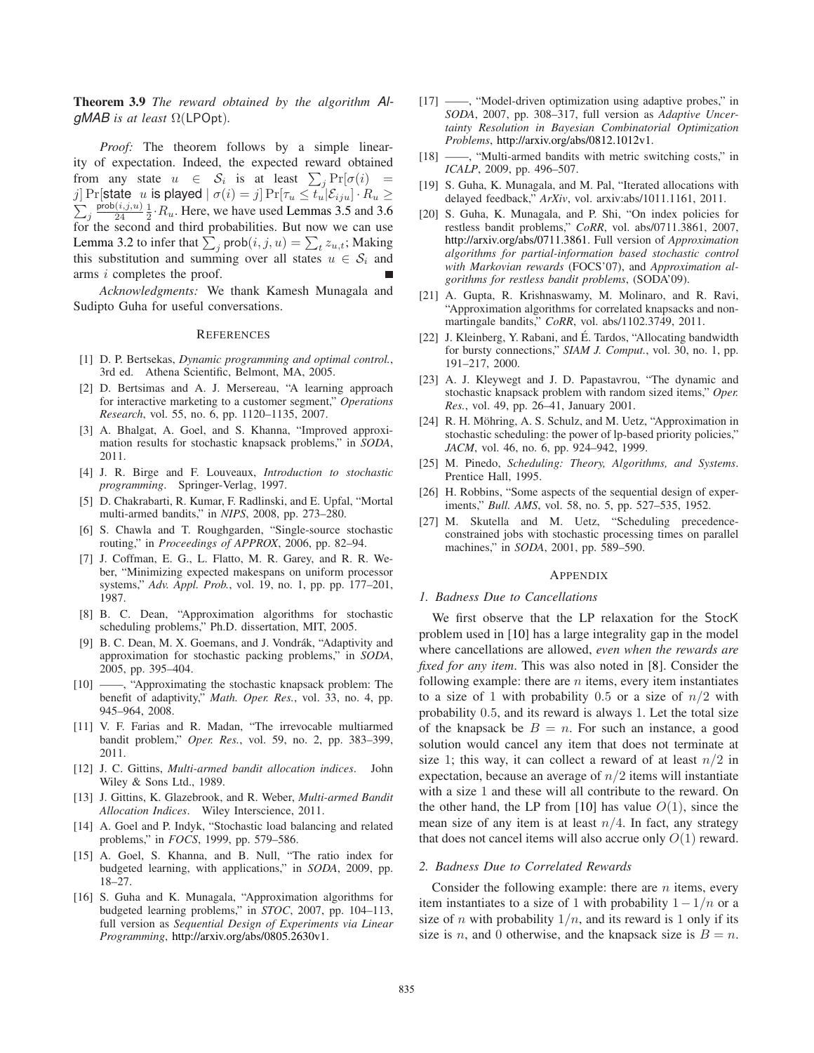**Theorem 3.9** *The reward obtained by the algorithm AlgMAB is at least* $\Omega(\mathsf{LPOpt})$.

*Proof:* The theorem follows by a simple linearity of expectation. Indeed, the expected reward obtained from any state $u \in \mathcal{S}_i$ is at least $\sum_j \Pr[\sigma(i) = j] \Pr[\text{state } u \text{ is played} \mid \sigma(i) = j] \Pr[\tau_u \leq t_u | \mathcal{E}_{iju}] \cdot R_u \geq \sum_j \frac{\mathsf{prob}(i,j,u)}{24} \frac{1}{2} \cdot R_u$. Here, we have used Lemmas 3.5 and 3.6 for the second and third probabilities. But now we can use Lemma 3.2 to infer that $\sum_j \mathsf{prob}(i,j,u) = \sum_t z_{u,t}$; Making this substitution and summing over all states $u \in \mathcal{S}_i$ and arms $i$ completes the proof. ■

*Acknowledgments:* We thank Kamesh Munagala and Sudipto Guha for useful conversations.

## References

[1] D. P. Bertsekas, *Dynamic programming and optimal control.*, 3rd ed. Athena Scientific, Belmont, MA, 2005.

[2] D. Bertsimas and A. J. Mersereau, "A learning approach for interactive marketing to a customer segment," *Operations Research*, vol. 55, no. 6, pp. 1120–1135, 2007.

[3] A. Bhalgat, A. Goel, and S. Khanna, "Improved approximation results for stochastic knapsack problems," in *SODA*, 2011.

[4] J. R. Birge and F. Louveaux, *Introduction to stochastic programming*. Springer-Verlag, 1997.

[5] D. Chakrabarti, R. Kumar, F. Radlinski, and E. Upfal, "Mortal multi-armed bandits," in *NIPS*, 2008, pp. 273–280.

[6] S. Chawla and T. Roughgarden, "Single-source stochastic routing," in *Proceedings of APPROX*, 2006, pp. 82–94.

[7] J. Coffman, E. G., L. Flatto, M. R. Garey, and R. R. Weber, "Minimizing expected makespans on uniform processor systems," *Adv. Appl. Prob.*, vol. 19, no. 1, pp. 177–201, 1987.

[8] B. C. Dean, "Approximation algorithms for stochastic scheduling problems," Ph.D. dissertation, MIT, 2005.

[9] B. C. Dean, M. X. Goemans, and J. Vondrák, "Adaptivity and approximation for stochastic packing problems," in *SODA*, 2005, pp. 395–404.

[10] ——, "Approximating the stochastic knapsack problem: The benefit of adaptivity," *Math. Oper. Res.*, vol. 33, no. 4, pp. 945–964, 2008.

[11] V. F. Farias and R. Madan, "The irrevocable multiarmed bandit problem," *Oper. Res.*, vol. 59, no. 2, pp. 383–399, 2011.

[12] J. C. Gittins, *Multi-armed bandit allocation indices*. John Wiley & Sons Ltd., 1989.

[13] J. Gittins, K. Glazebrook, and R. Weber, *Multi-armed Bandit Allocation Indices*. Wiley Interscience, 2011.

[14] A. Goel and P. Indyk, "Stochastic load balancing and related problems," in *FOCS*, 1999, pp. 579–586.

[15] A. Goel, S. Khanna, and B. Null, "The ratio index for budgeted learning, with applications," in *SODA*, 2009, pp. 18–27.

[16] S. Guha and K. Munagala, "Approximation algorithms for budgeted learning problems," in *STOC*, 2007, pp. 104–113, full version as *Sequential Design of Experiments via Linear Programming*, http://arxiv.org/abs/0805.2630v1.

[17] ——, "Model-driven optimization using adaptive probes," in *SODA*, 2007, pp. 308–317, full version as *Adaptive Uncertainty Resolution in Bayesian Combinatorial Optimization Problems*, http://arxiv.org/abs/0812.1012v1.

[18] ——, "Multi-armed bandits with metric switching costs," in *ICALP*, 2009, pp. 496–507.

[19] S. Guha, K. Munagala, and M. Pal, "Iterated allocations with delayed feedback," *ArXiv*, vol. arxiv:abs/1011.1161, 2011.

[20] S. Guha, K. Munagala, and P. Shi, "On index policies for restless bandit problems," *CoRR*, vol. abs/0711.3861, 2007, http://arxiv.org/abs/0711.3861. Full version of *Approximation algorithms for partial-information based stochastic control with Markovian rewards* (FOCS'07), and *Approximation algorithms for restless bandit problems*, (SODA'09).

[21] A. Gupta, R. Krishnaswamy, M. Molinaro, and R. Ravi, "Approximation algorithms for correlated knapsacks and non-martingale bandits," *CoRR*, vol. abs/1102.3749, 2011.

[22] J. Kleinberg, Y. Rabani, and É. Tardos, "Allocating bandwidth for bursty connections," *SIAM J. Comput.*, vol. 30, no. 1, pp. 191–217, 2000.

[23] A. J. Kleywegt and J. D. Papastavrou, "The dynamic and stochastic knapsack problem with random sized items," *Oper. Res.*, vol. 49, pp. 26–41, January 2001.

[24] R. H. Möhring, A. S. Schulz, and M. Uetz, "Approximation in stochastic scheduling: the power of lp-based priority policies," *JACM*, vol. 46, no. 6, pp. 924–942, 1999.

[25] M. Pinedo, *Scheduling: Theory, Algorithms, and Systems*. Prentice Hall, 1995.

[26] H. Robbins, "Some aspects of the sequential design of experiments," *Bull. AMS*, vol. 58, no. 5, pp. 527–535, 1952.

[27] M. Skutella and M. Uetz, "Scheduling precedence-constrained jobs with stochastic processing times on parallel machines," in *SODA*, 2001, pp. 589–590.

## Appendix

### 1. Badness Due to Cancellations

We first observe that the LP relaxation for the StocK problem used in [10] has a large integrality gap in the model where cancellations are allowed, *even when the rewards are fixed for any item*. This was also noted in [8]. Consider the following example: there are $n$ items, every item instantiates to a size of 1 with probability 0.5 or a size of $n/2$ with probability 0.5, and its reward is always 1. Let the total size of the knapsack be $B = n$. For such an instance, a good solution would cancel any item that does not terminate at size 1; this way, it can collect a reward of at least $n/2$ in expectation, because an average of $n/2$ items will instantiate with a size 1 and these will all contribute to the reward. On the other hand, the LP from [10] has value $O(1)$, since the mean size of any item is at least $n/4$. In fact, any strategy that does not cancel items will also accrue only $O(1)$ reward.

### 2. Badness Due to Correlated Rewards

Consider the following example: there are $n$ items, every item instantiates to a size of 1 with probability $1 - 1/n$ or a size of $n$ with probability $1/n$, and its reward is 1 only if its size is $n$, and 0 otherwise, and the knapsack size is $B = n$.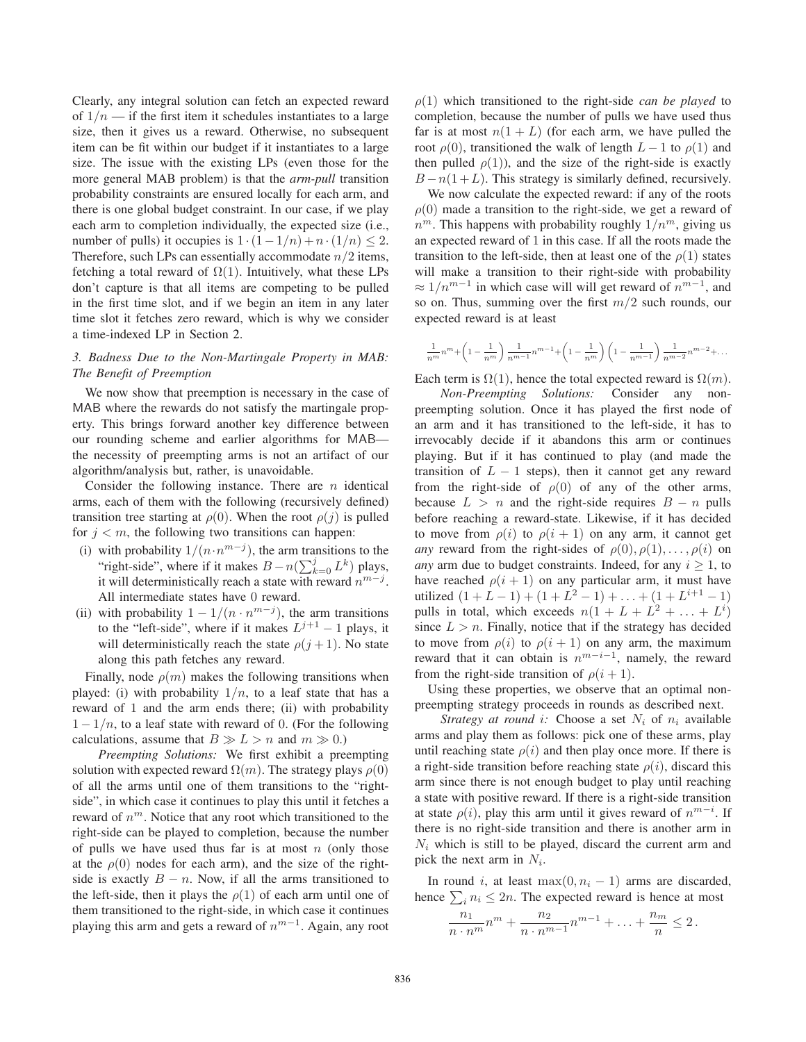Clearly, any integral solution can fetch an expected reward of $1/n$ — if the first item it schedules instantiates to a large size, then it gives us a reward. Otherwise, no subsequent item can be fit within our budget if it instantiates to a large size. The issue with the existing LPs (even those for the more general MAB problem) is that the *arm-pull* transition probability constraints are ensured locally for each arm, and there is one global budget constraint. In our case, if we play each arm to completion individually, the expected size (i.e., number of pulls) it occupies is $1 \cdot (1 - 1/n) + n \cdot (1/n) \leq 2$. Therefore, such LPs can essentially accommodate $n/2$ items, fetching a total reward of $\Omega(1)$. Intuitively, what these LPs don't capture is that all items are competing to be pulled in the first time slot, and if we begin an item in any later time slot it fetches zero reward, which is why we consider a time-indexed LP in Section 2.

### 3. Badness Due to the Non-Martingale Property in MAB: The Benefit of Preemption

We now show that preemption is necessary in the case of MAB where the rewards do not satisfy the martingale property. This brings forward another key difference between our rounding scheme and earlier algorithms for MAB— the necessity of preempting arms is not an artifact of our algorithm/analysis but, rather, is unavoidable.

Consider the following instance. There are $n$ identical arms, each of them with the following (recursively defined) transition tree starting at $\rho(0)$. When the root $\rho(j)$ is pulled for $j < m$, the following two transitions can happen:

(i) with probability $1/(n \cdot n^{m-j})$, the arm transitions to the "right-side", where if it makes $B - n(\sum_{k=0}^{j} L^k)$ plays, it will deterministically reach a state with reward $n^{m-j}$. All intermediate states have 0 reward.

(ii) with probability $1 - 1/(n \cdot n^{m-j})$, the arm transitions to the "left-side", where if it makes $L^{j+1} - 1$ plays, it will deterministically reach the state $\rho(j+1)$. No state along this path fetches any reward.

Finally, node $\rho(m)$ makes the following transitions when played: (i) with probability $1/n$, to a leaf state that has a reward of 1 and the arm ends there; (ii) with probability $1 - 1/n$, to a leaf state with reward of 0. (For the following calculations, assume that $B \gg L > n$ and $m \gg 0$.)

*Preempting Solutions:* We first exhibit a preempting solution with expected reward $\Omega(m)$. The strategy plays $\rho(0)$ of all the arms until one of them transitions to the "right-side", in which case it continues to play this until it fetches a reward of $n^m$. Notice that any root which transitioned to the right-side can be played to completion, because the number of pulls we have used thus far is at most $n$ (only those at the $\rho(0)$ nodes for each arm), and the size of the right-side is exactly $B - n$. Now, if all the arms transitioned to the left-side, then it plays the $\rho(1)$ of each arm until one of them transitioned to the right-side, in which case it continues playing this arm and gets a reward of $n^{m-1}$. Again, any root $\rho(1)$ which transitioned to the right-side *can be played* to completion, because the number of pulls we have used thus far is at most $n(1 + L)$ (for each arm, we have pulled the root $\rho(0)$, transitioned the walk of length $L - 1$ to $\rho(1)$ and then pulled $\rho(1)$), and the size of the right-side is exactly $B - n(1 + L)$. This strategy is similarly defined, recursively.

We now calculate the expected reward: if any of the roots $\rho(0)$ made a transition to the right-side, we get a reward of $n^m$. This happens with probability roughly $1/n^m$, giving us an expected reward of 1 in this case. If all the roots made the transition to the left-side, then at least one of the $\rho(1)$ states will make a transition to their right-side with probability $\approx 1/n^{m-1}$ in which case will will get reward of $n^{m-1}$, and so on. Thus, summing over the first $m/2$ such rounds, our expected reward is at least

$$\frac{1}{n^m} n^m + \left(1 - \frac{1}{n^m}\right) \frac{1}{n^{m-1}} n^{m-1} + \left(1 - \frac{1}{n^m}\right)\left(1 - \frac{1}{n^{m-1}}\right) \frac{1}{n^{m-2}} n^{m-2} + \ldots$$

Each term is $\Omega(1)$, hence the total expected reward is $\Omega(m)$.

*Non-Preempting Solutions:* Consider any non-preempting solution. Once it has played the first node of an arm and it has transitioned to the left-side, it has to irrevocably decide if it abandons this arm or continues playing. But if it has continued to play (and made the transition of $L - 1$ steps), then it cannot get any reward from the right-side of $\rho(0)$ of any of the other arms, because $L > n$ and the right-side requires $B - n$ pulls before reaching a reward-state. Likewise, if it has decided to move from $\rho(i)$ to $\rho(i + 1)$ on any arm, it cannot get *any* reward from the right-sides of $\rho(0), \rho(1), \ldots, \rho(i)$ on *any* arm due to budget constraints. Indeed, for any $i \geq 1$, to have reached $\rho(i + 1)$ on any particular arm, it must have utilized $(1 + L - 1) + (1 + L^2 - 1) + \ldots + (1 + L^{i+1} - 1)$ pulls in total, which exceeds $n(1 + L + L^2 + \ldots + L^i)$ since $L > n$. Finally, notice that if the strategy has decided to move from $\rho(i)$ to $\rho(i + 1)$ on any arm, the maximum reward that it can obtain is $n^{m-i-1}$, namely, the reward from the right-side transition of $\rho(i + 1)$.

Using these properties, we observe that an optimal non-preempting strategy proceeds in rounds as described next.

*Strategy at round i:* Choose a set $N_i$ of $n_i$ available arms and play them as follows: pick one of these arms, play until reaching state $\rho(i)$ and then play once more. If there is a right-side transition before reaching state $\rho(i)$, discard this arm since there is not enough budget to play until reaching a state with positive reward. If there is a right-side transition at state $\rho(i)$, play this arm until it gives reward of $n^{m-i}$. If there is no right-side transition and there is another arm in $N_i$ which is still to be played, discard the current arm and pick the next arm in $N_i$.

In round $i$, at least $\max(0, n_i - 1)$ arms are discarded, hence $\sum_i n_i \leq 2n$. The expected reward is hence at most

$$\frac{n_1}{n \cdot n^m} n^m + \frac{n_2}{n \cdot n^{m-1}} n^{m-1} + \ldots + \frac{n_m}{n} \leq 2\,.$$